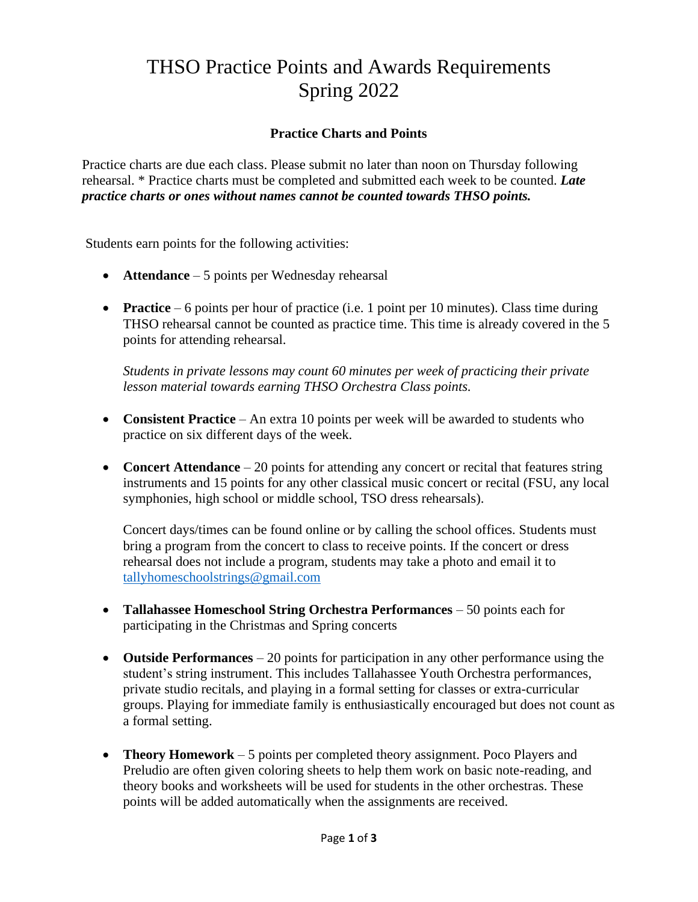# THSO Practice Points and Awards Requirements
# Spring 2022

### Practice Charts and Points

Practice charts are due each class. Please submit no later than noon on Thursday following rehearsal. * Practice charts must be completed and submitted each week to be counted. ***Late practice charts or ones without names cannot be counted towards THSO points.***

Students earn points for the following activities:

- **Attendance** – 5 points per Wednesday rehearsal

- **Practice** – 6 points per hour of practice (i.e. 1 point per 10 minutes). Class time during THSO rehearsal cannot be counted as practice time. This time is already covered in the 5 points for attending rehearsal.

  *Students in private lessons may count 60 minutes per week of practicing their private lesson material towards earning THSO Orchestra Class points.*

- **Consistent Practice** – An extra 10 points per week will be awarded to students who practice on six different days of the week.

- **Concert Attendance** – 20 points for attending any concert or recital that features string instruments and 15 points for any other classical music concert or recital (FSU, any local symphonies, high school or middle school, TSO dress rehearsals).

  Concert days/times can be found online or by calling the school offices. Students must bring a program from the concert to class to receive points. If the concert or dress rehearsal does not include a program, students may take a photo and email it to tallyhomeschoolstrings@gmail.com

- **Tallahassee Homeschool String Orchestra Performances** – 50 points each for participating in the Christmas and Spring concerts

- **Outside Performances** – 20 points for participation in any other performance using the student's string instrument. This includes Tallahassee Youth Orchestra performances, private studio recitals, and playing in a formal setting for classes or extra-curricular groups. Playing for immediate family is enthusiastically encouraged but does not count as a formal setting.

- **Theory Homework** – 5 points per completed theory assignment. Poco Players and Preludio are often given coloring sheets to help them work on basic note-reading, and theory books and worksheets will be used for students in the other orchestras. These points will be added automatically when the assignments are received.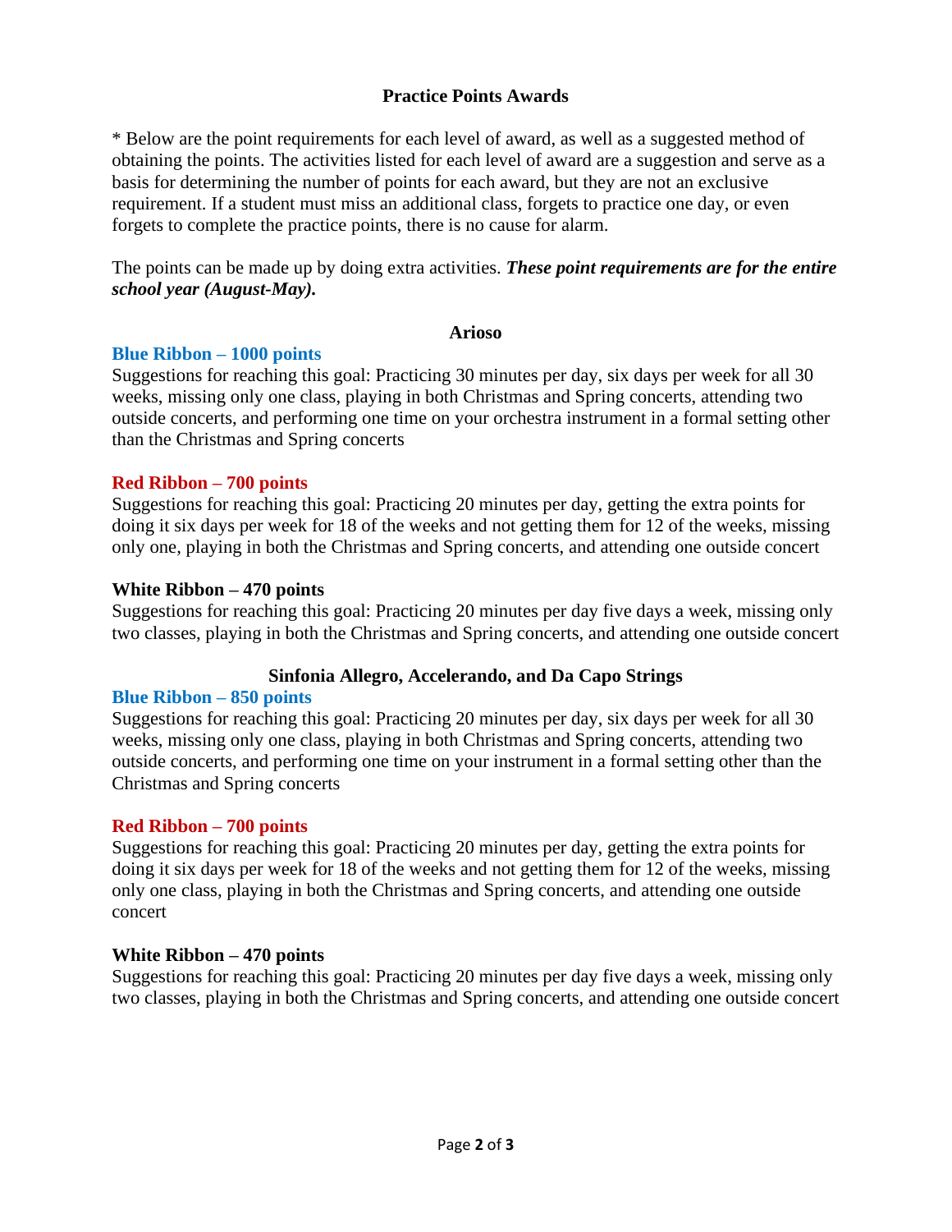## Practice Points Awards

* Below are the point requirements for each level of award, as well as a suggested method of obtaining the points. The activities listed for each level of award are a suggestion and serve as a basis for determining the number of points for each award, but they are not an exclusive requirement. If a student must miss an additional class, forgets to practice one day, or even forgets to complete the practice points, there is no cause for alarm.

The points can be made up by doing extra activities. ***These point requirements are for the entire school year (August-May).***

### Arioso

**Blue Ribbon – 1000 points**
Suggestions for reaching this goal: Practicing 30 minutes per day, six days per week for all 30 weeks, missing only one class, playing in both Christmas and Spring concerts, attending two outside concerts, and performing one time on your orchestra instrument in a formal setting other than the Christmas and Spring concerts

**Red Ribbon – 700 points**
Suggestions for reaching this goal: Practicing 20 minutes per day, getting the extra points for doing it six days per week for 18 of the weeks and not getting them for 12 of the weeks, missing only one, playing in both the Christmas and Spring concerts, and attending one outside concert

**White Ribbon – 470 points**
Suggestions for reaching this goal: Practicing 20 minutes per day five days a week, missing only two classes, playing in both the Christmas and Spring concerts, and attending one outside concert

### Sinfonia Allegro, Accelerando, and Da Capo Strings

**Blue Ribbon – 850 points**
Suggestions for reaching this goal: Practicing 20 minutes per day, six days per week for all 30 weeks, missing only one class, playing in both Christmas and Spring concerts, attending two outside concerts, and performing one time on your instrument in a formal setting other than the Christmas and Spring concerts

**Red Ribbon – 700 points**
Suggestions for reaching this goal: Practicing 20 minutes per day, getting the extra points for doing it six days per week for 18 of the weeks and not getting them for 12 of the weeks, missing only one class, playing in both the Christmas and Spring concerts, and attending one outside concert

**White Ribbon – 470 points**
Suggestions for reaching this goal: Practicing 20 minutes per day five days a week, missing only two classes, playing in both the Christmas and Spring concerts, and attending one outside concert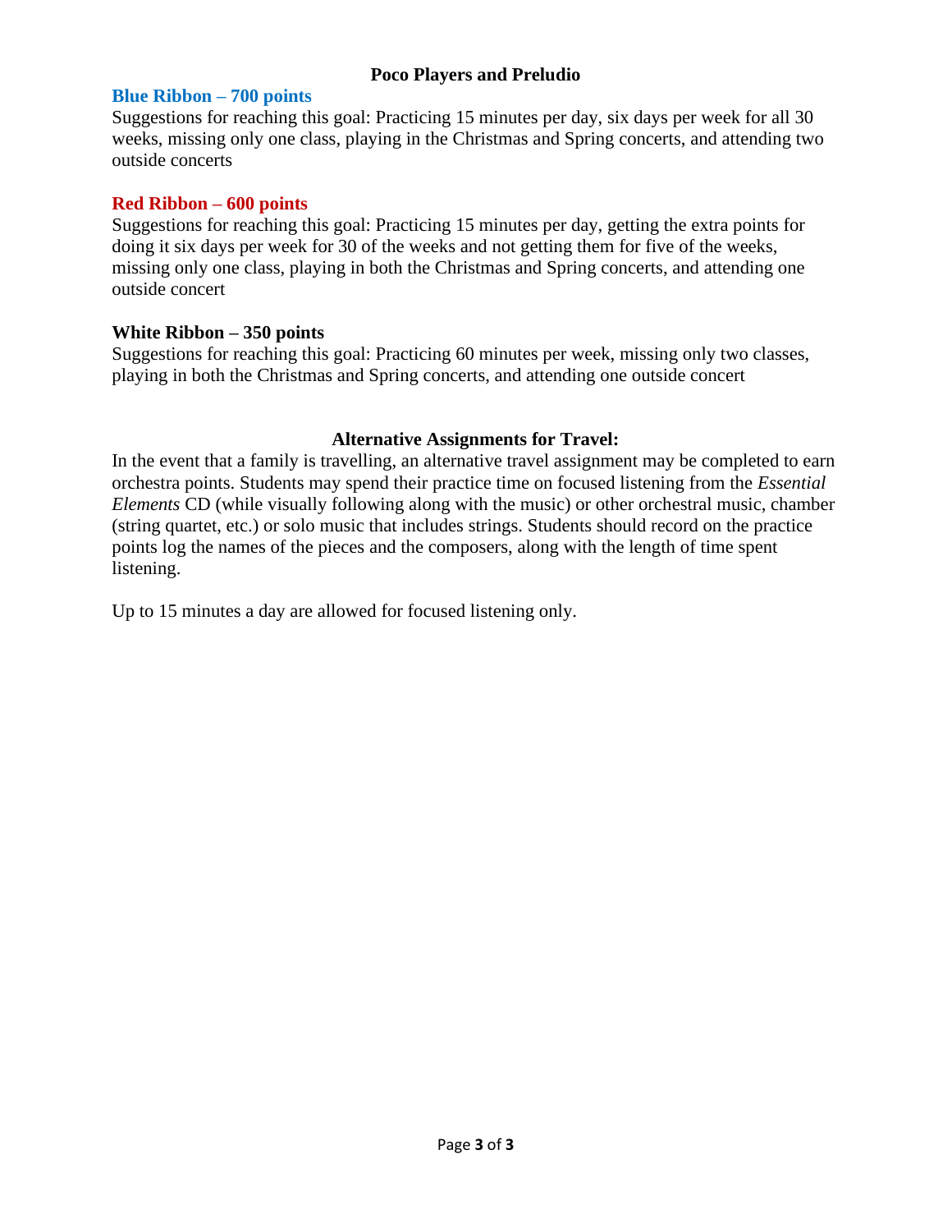## Poco Players and Preludio

**Blue Ribbon – 700 points**

Suggestions for reaching this goal: Practicing 15 minutes per day, six days per week for all 30 weeks, missing only one class, playing in the Christmas and Spring concerts, and attending two outside concerts

**Red Ribbon – 600 points**

Suggestions for reaching this goal: Practicing 15 minutes per day, getting the extra points for doing it six days per week for 30 of the weeks and not getting them for five of the weeks, missing only one class, playing in both the Christmas and Spring concerts, and attending one outside concert

**White Ribbon – 350 points**

Suggestions for reaching this goal: Practicing 60 minutes per week, missing only two classes, playing in both the Christmas and Spring concerts, and attending one outside concert

## Alternative Assignments for Travel:

In the event that a family is travelling, an alternative travel assignment may be completed to earn orchestra points. Students may spend their practice time on focused listening from the *Essential Elements* CD (while visually following along with the music) or other orchestral music, chamber (string quartet, etc.) or solo music that includes strings. Students should record on the practice points log the names of the pieces and the composers, along with the length of time spent listening.

Up to 15 minutes a day are allowed for focused listening only.